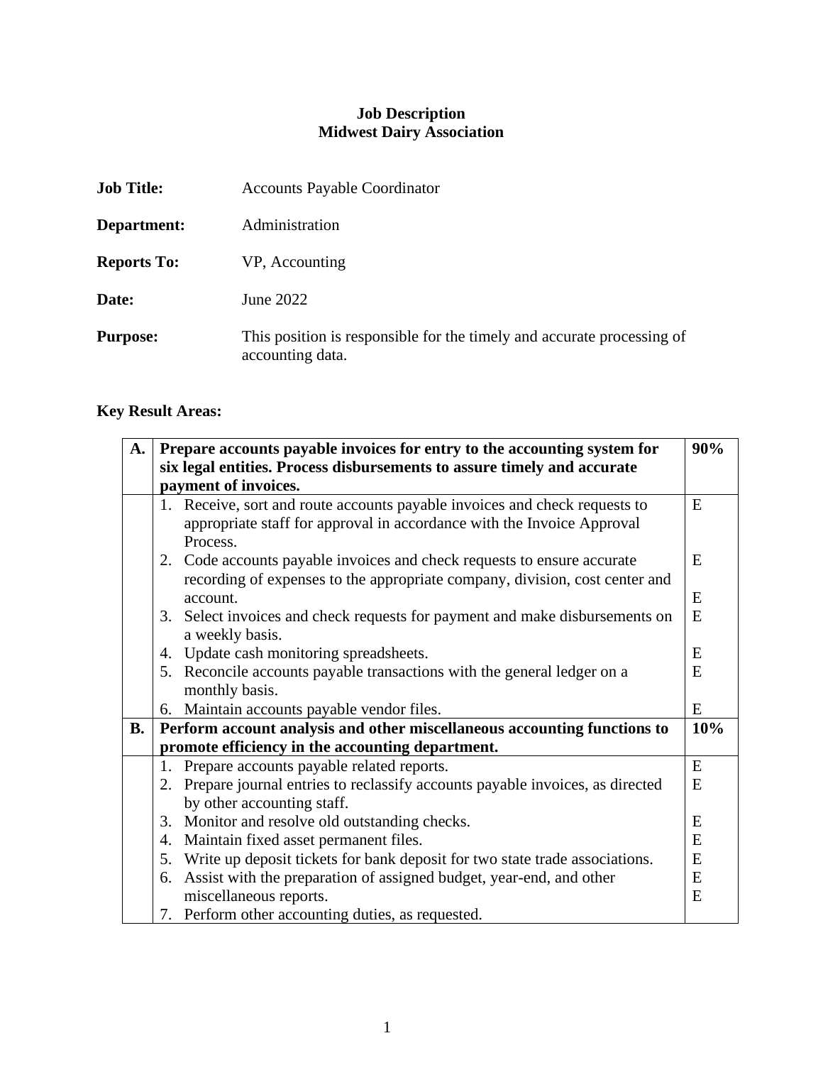**Job Description**
**Midwest Dairy Association**

**Job Title:** Accounts Payable Coordinator

**Department:** Administration

**Reports To:** VP, Accounting

**Date:** June 2022

**Purpose:** This position is responsible for the timely and accurate processing of accounting data.

**Key Result Areas:**

| | | |
|---|---|---|
| **A.** | **Prepare accounts payable invoices for entry to the accounting system for six legal entities. Process disbursements to assure timely and accurate payment of invoices.** | **90%** |
| | 1. Receive, sort and route accounts payable invoices and check requests to appropriate staff for approval in accordance with the Invoice Approval Process. | E |
| | 2. Code accounts payable invoices and check requests to ensure accurate recording of expenses to the appropriate company, division, cost center and account. | E<br>E |
| | 3. Select invoices and check requests for payment and make disbursements on a weekly basis. | E |
| | 4. Update cash monitoring spreadsheets. | E |
| | 5. Reconcile accounts payable transactions with the general ledger on a monthly basis. | E |
| | 6. Maintain accounts payable vendor files. | E |
| **B.** | **Perform account analysis and other miscellaneous accounting functions to promote efficiency in the accounting department.** | **10%** |
| | 1. Prepare accounts payable related reports. | E |
| | 2. Prepare journal entries to reclassify accounts payable invoices, as directed by other accounting staff. | E |
| | 3. Monitor and resolve old outstanding checks. | E |
| | 4. Maintain fixed asset permanent files. | E |
| | 5. Write up deposit tickets for bank deposit for two state trade associations. | E |
| | 6. Assist with the preparation of assigned budget, year-end, and other miscellaneous reports. | E<br>E |
| | 7. Perform other accounting duties, as requested. | |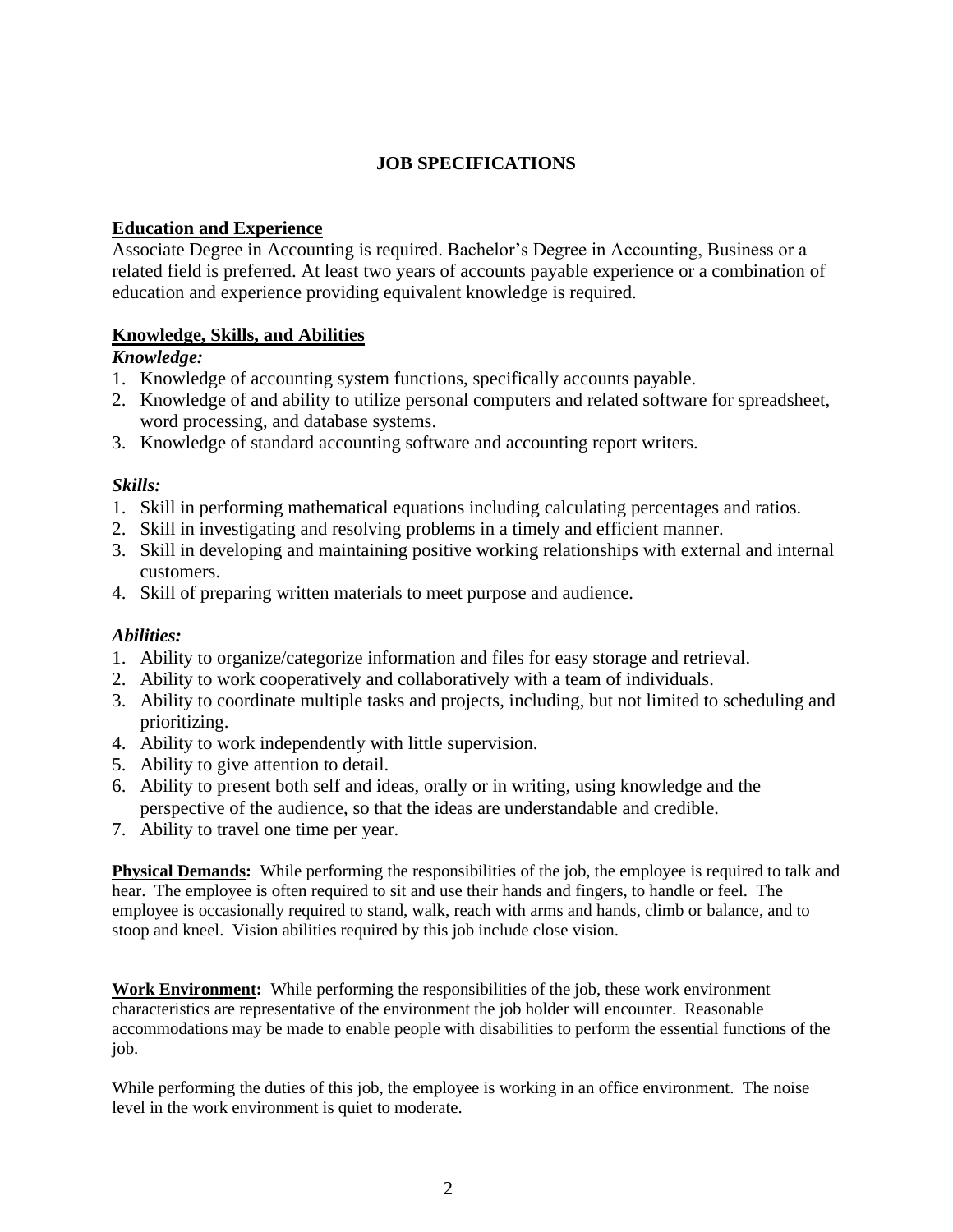# JOB SPECIFICATIONS

## Education and Experience

Associate Degree in Accounting is required. Bachelor's Degree in Accounting, Business or a related field is preferred. At least two years of accounts payable experience or a combination of education and experience providing equivalent knowledge is required.

## Knowledge, Skills, and Abilities

### *Knowledge:*

1. Knowledge of accounting system functions, specifically accounts payable.
2. Knowledge of and ability to utilize personal computers and related software for spreadsheet, word processing, and database systems.
3. Knowledge of standard accounting software and accounting report writers.

### *Skills:*

1. Skill in performing mathematical equations including calculating percentages and ratios.
2. Skill in investigating and resolving problems in a timely and efficient manner.
3. Skill in developing and maintaining positive working relationships with external and internal customers.
4. Skill of preparing written materials to meet purpose and audience.

### *Abilities:*

1. Ability to organize/categorize information and files for easy storage and retrieval.
2. Ability to work cooperatively and collaboratively with a team of individuals.
3. Ability to coordinate multiple tasks and projects, including, but not limited to scheduling and prioritizing.
4. Ability to work independently with little supervision.
5. Ability to give attention to detail.
6. Ability to present both self and ideas, orally or in writing, using knowledge and the perspective of the audience, so that the ideas are understandable and credible.
7. Ability to travel one time per year.

**Physical Demands:** While performing the responsibilities of the job, the employee is required to talk and hear. The employee is often required to sit and use their hands and fingers, to handle or feel. The employee is occasionally required to stand, walk, reach with arms and hands, climb or balance, and to stoop and kneel. Vision abilities required by this job include close vision.

**Work Environment:** While performing the responsibilities of the job, these work environment characteristics are representative of the environment the job holder will encounter. Reasonable accommodations may be made to enable people with disabilities to perform the essential functions of the job.

While performing the duties of this job, the employee is working in an office environment. The noise level in the work environment is quiet to moderate.